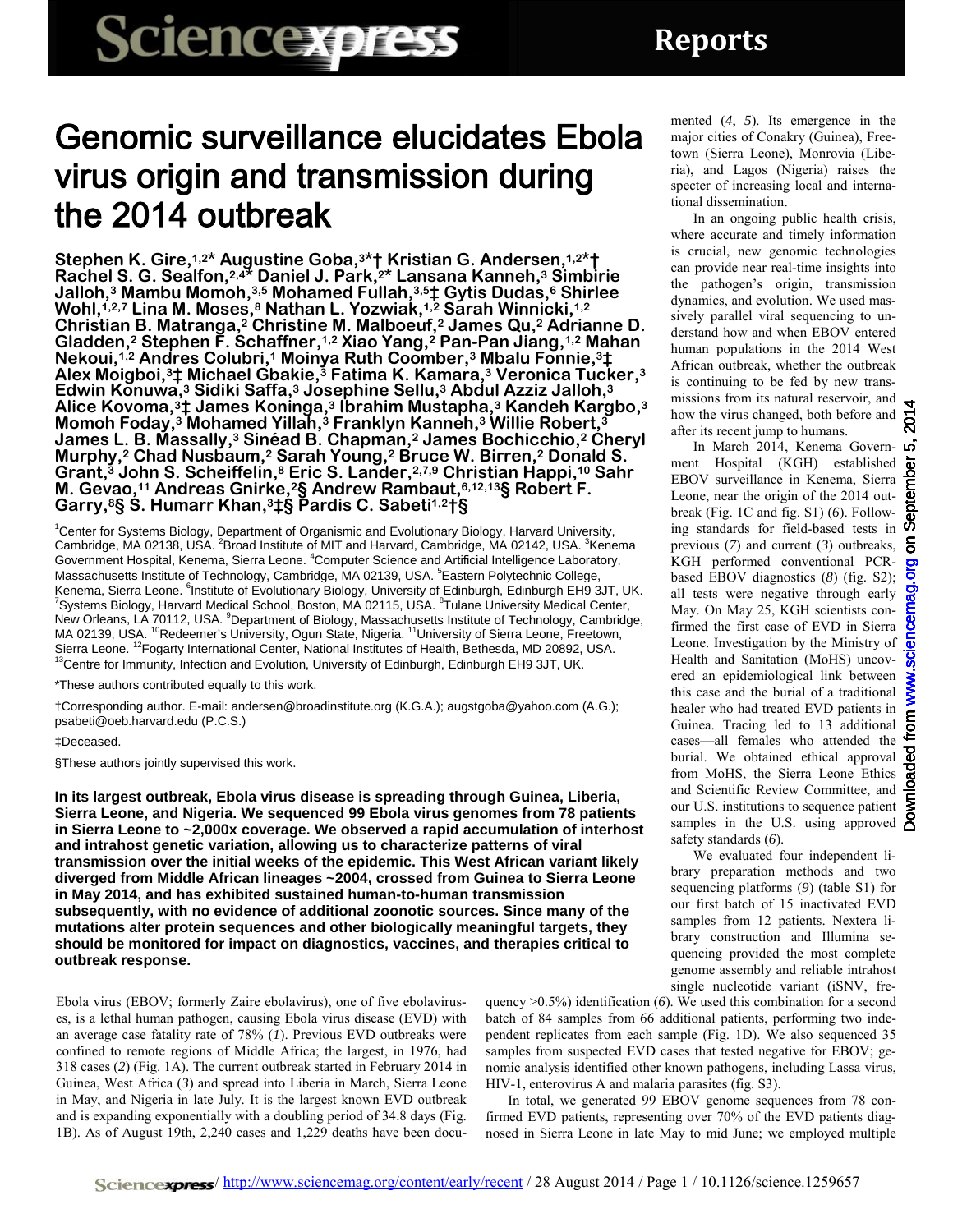# Genomic surveillance elucidates Ebola virus origin and transmission during the 2014 outbreak

**Stephen K. Gire,[1,2*] Augustine Goba,[3*†] Kristian G. Andersen,[1,2*†] Rachel S. G. Sealfon,[2,4*] Daniel J. Park,[2*] Lansana Kanneh,[3] Simbirie Jalloh,[3] Mambu Momoh,[3,5] Mohamed Fullah,[3,5‡] Gytis Dudas,[6] Shirlee Wohl,[1,2,7] Lina M. Moses,[8] Nathan L. Yozwiak,[1,2] Sarah Winnicki,[1,2] Christian B. Matranga,[2] Christine M. Malboeuf,[2] James Qu,[2] Adrianne D. Gladden,[2] Stephen F. Schaffner,[1,2] Xiao Yang,[2] Pan-Pan Jiang,[1,2] Mahan Nekoui,[1,2] Andres Colubri,[1] Moinya Ruth Coomber,[3] Mbalu Fonnie,[3‡] Alex Moigboi,[3‡] Michael Gbakie,[3] Fatima K. Kamara,[3] Veronica Tucker,[3] Edwin Konuwa,[3] Sidiki Saffa,[3] Josephine Sellu,[3] Abdul Azziz Jalloh,[3] Alice Kovoma,[3‡] James Koninga,[3] Ibrahim Mustapha,[3] Kandeh Kargbo,[3] Momoh Foday,[3] Mohamed Yillah,[3] Franklyn Kanneh,[3] Willie Robert,[3] James L. B. Massally,[3] Sinéad B. Chapman,[2] James Bochicchio,[2] Cheryl Murphy,[2] Chad Nusbaum,[2] Sarah Young,[2] Bruce W. Birren,[2] Donald S. Grant,[3] John S. Scheiffelin,[8] Eric S. Lander,[2,7,9] Christian Happi,[10] Sahr M. Gevao,[11] Andreas Gnirke,[2§] Andrew Rambaut,[6,12,13§] Robert F. Garry,[8§] S. Humarr Khan,[3‡§] Pardis C. Sabeti[1,2†§]**

[1]Center for Systems Biology, Department of Organismic and Evolutionary Biology, Harvard University, Cambridge, MA 02138, USA. [2]Broad Institute of MIT and Harvard, Cambridge, MA 02142, USA. [3]Kenema Government Hospital, Kenema, Sierra Leone. [4]Computer Science and Artificial Intelligence Laboratory, Massachusetts Institute of Technology, Cambridge, MA 02139, USA. [5]Eastern Polytechnic College, Kenema, Sierra Leone. [6]Institute of Evolutionary Biology, University of Edinburgh, Edinburgh EH9 3JT, UK. [7]Systems Biology, Harvard Medical School, Boston, MA 02115, USA. [8]Tulane University Medical Center, New Orleans, LA 70112, USA. [9]Department of Biology, Massachusetts Institute of Technology, Cambridge, MA 02139, USA. [10]Redeemer's University, Ogun State, Nigeria. [11]University of Sierra Leone, Freetown, Sierra Leone. [12]Fogarty International Center, National Institutes of Health, Bethesda, MD 20892, USA. [13]Centre for Immunity, Infection and Evolution, University of Edinburgh, Edinburgh EH9 3JT, UK.

*These authors contributed equally to this work.

†Corresponding author. E-mail: andersen@broadinstitute.org (K.G.A.); augstgoba@yahoo.com (A.G.); psabeti@oeb.harvard.edu (P.C.S.)

‡Deceased.

§These authors jointly supervised this work.

**In its largest outbreak, Ebola virus disease is spreading through Guinea, Liberia, Sierra Leone, and Nigeria. We sequenced 99 Ebola virus genomes from 78 patients in Sierra Leone to ~2,000x coverage. We observed a rapid accumulation of interhost and intrahost genetic variation, allowing us to characterize patterns of viral transmission over the initial weeks of the epidemic. This West African variant likely diverged from Middle African lineages ~2004, crossed from Guinea to Sierra Leone in May 2014, and has exhibited sustained human-to-human transmission subsequently, with no evidence of additional zoonotic sources. Since many of the mutations alter protein sequences and other biologically meaningful targets, they should be monitored for impact on diagnostics, vaccines, and therapies critical to outbreak response.**

Ebola virus (EBOV; formerly Zaire ebolavirus), one of five ebolaviruses, is a lethal human pathogen, causing Ebola virus disease (EVD) with an average case fatality rate of 78% (*1*). Previous EVD outbreaks were confined to remote regions of Middle Africa; the largest, in 1976, had 318 cases (*2*) (Fig. 1A). The current outbreak started in February 2014 in Guinea, West Africa (*3*) and spread into Liberia in March, Sierra Leone in May, and Nigeria in late July. It is the largest known EVD outbreak and is expanding exponentially with a doubling period of 34.8 days (Fig. 1B). As of August 19th, 2,240 cases and 1,229 deaths have been documented (*4*, *5*). Its emergence in the major cities of Conakry (Guinea), Freetown (Sierra Leone), Monrovia (Liberia), and Lagos (Nigeria) raises the specter of increasing local and international dissemination.

In an ongoing public health crisis, where accurate and timely information is crucial, new genomic technologies can provide near real-time insights into the pathogen's origin, transmission dynamics, and evolution. We used massively parallel viral sequencing to understand how and when EBOV entered human populations in the 2014 West African outbreak, whether the outbreak is continuing to be fed by new transmissions from its natural reservoir, and how the virus changed, both before and after its recent jump to humans.

In March 2014, Kenema Government Hospital (KGH) established EBOV surveillance in Kenema, Sierra Leone, near the origin of the 2014 outbreak (Fig. 1C and fig. S1) (*6*). Following standards for field-based tests in previous (*7*) and current (*3*) outbreaks, KGH performed conventional PCR-based EBOV diagnostics (*8*) (fig. S2); all tests were negative through early May. On May 25, KGH scientists confirmed the first case of EVD in Sierra Leone. Investigation by the Ministry of Health and Sanitation (MoHS) uncovered an epidemiological link between this case and the burial of a traditional healer who had treated EVD patients in Guinea. Tracing led to 13 additional cases—all females who attended the burial. We obtained ethical approval from MoHS, the Sierra Leone Ethics and Scientific Review Committee, and our U.S. institutions to sequence patient samples in the U.S. using approved safety standards (*6*).

We evaluated four independent library preparation methods and two sequencing platforms (*9*) (table S1) for our first batch of 15 inactivated EVD samples from 12 patients. Nextera library construction and Illumina sequencing provided the most complete genome assembly and reliable intrahost single nucleotide variant (iSNV, frequency >0.5%) identification (*6*). We used this combination for a second batch of 84 samples from 66 additional patients, performing two independent replicates from each sample (Fig. 1D). We also sequenced 35 samples from suspected EVD cases that tested negative for EBOV; genomic analysis identified other known pathogens, including Lassa virus, HIV-1, enterovirus A and malaria parasites (fig. S3).

In total, we generated 99 EBOV genome sequences from 78 confirmed EVD patients, representing over 70% of the EVD patients diagnosed in Sierra Leone in late May to mid June; we employed multiple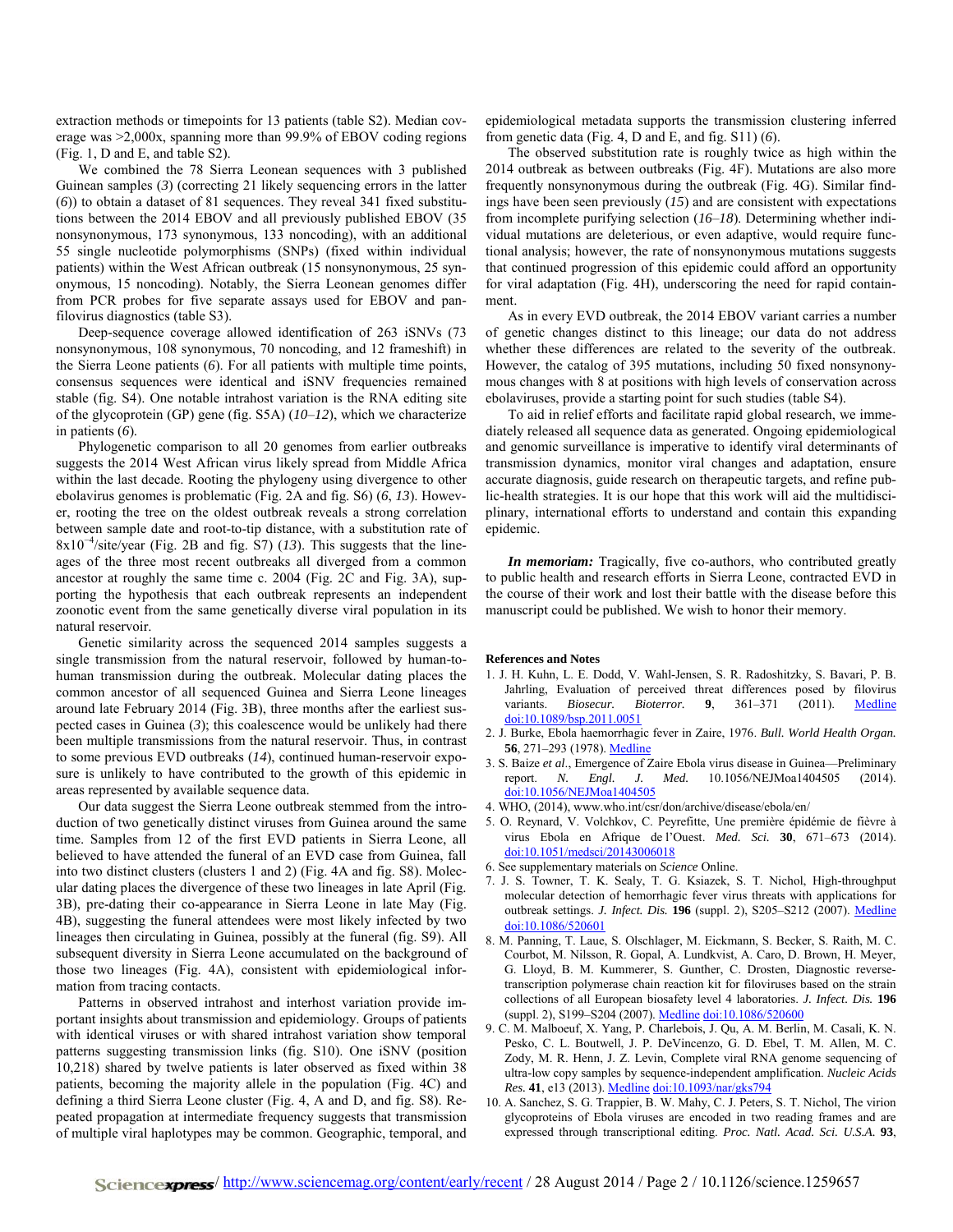extraction methods or timepoints for 13 patients (table S2). Median coverage was >2,000x, spanning more than 99.9% of EBOV coding regions (Fig. 1, D and E, and table S2).

We combined the 78 Sierra Leonean sequences with 3 published Guinean samples (*3*) (correcting 21 likely sequencing errors in the latter (*6*)) to obtain a dataset of 81 sequences. They reveal 341 fixed substitutions between the 2014 EBOV and all previously published EBOV (35 nonsynonymous, 173 synonymous, 133 noncoding), with an additional 55 single nucleotide polymorphisms (SNPs) (fixed within individual patients) within the West African outbreak (15 nonsynonymous, 25 synonymous, 15 noncoding). Notably, the Sierra Leonean genomes differ from PCR probes for five separate assays used for EBOV and pan-filovirus diagnostics (table S3).

Deep-sequence coverage allowed identification of 263 iSNVs (73 nonsynonymous, 108 synonymous, 70 noncoding, and 12 frameshift) in the Sierra Leone patients (*6*). For all patients with multiple time points, consensus sequences were identical and iSNV frequencies remained stable (fig. S4). One notable intrahost variation is the RNA editing site of the glycoprotein (GP) gene (fig. S5A) (*10*–*12*), which we characterize in patients (*6*).

Phylogenetic comparison to all 20 genomes from earlier outbreaks suggests the 2014 West African virus likely spread from Middle Africa within the last decade. Rooting the phylogeny using divergence to other ebolavirus genomes is problematic (Fig. 2A and fig. S6) (*6*, *13*). However, rooting the tree on the oldest outbreak reveals a strong correlation between sample date and root-to-tip distance, with a substitution rate of $8x10^{-4}$/site/year (Fig. 2B and fig. S7) (*13*). This suggests that the lineages of the three most recent outbreaks all diverged from a common ancestor at roughly the same time c. 2004 (Fig. 2C and Fig. 3A), supporting the hypothesis that each outbreak represents an independent zoonotic event from the same genetically diverse viral population in its natural reservoir.

Genetic similarity across the sequenced 2014 samples suggests a single transmission from the natural reservoir, followed by human-to-human transmission during the outbreak. Molecular dating places the common ancestor of all sequenced Guinea and Sierra Leone lineages around late February 2014 (Fig. 3B), three months after the earliest suspected cases in Guinea (*3*); this coalescence would be unlikely had there been multiple transmissions from the natural reservoir. Thus, in contrast to some previous EVD outbreaks (*14*), continued human-reservoir exposure is unlikely to have contributed to the growth of this epidemic in areas represented by available sequence data.

Our data suggest the Sierra Leone outbreak stemmed from the introduction of two genetically distinct viruses from Guinea around the same time. Samples from 12 of the first EVD patients in Sierra Leone, all believed to have attended the funeral of an EVD case from Guinea, fall into two distinct clusters (clusters 1 and 2) (Fig. 4A and fig. S8). Molecular dating places the divergence of these two lineages in late April (Fig. 3B), pre-dating their co-appearance in Sierra Leone in late May (Fig. 4B), suggesting the funeral attendees were most likely infected by two lineages then circulating in Guinea, possibly at the funeral (fig. S9). All subsequent diversity in Sierra Leone accumulated on the background of those two lineages (Fig. 4A), consistent with epidemiological information from tracing contacts.

Patterns in observed intrahost and interhost variation provide important insights about transmission and epidemiology. Groups of patients with identical viruses or with shared intrahost variation show temporal patterns suggesting transmission links (fig. S10). One iSNV (position 10,218) shared by twelve patients is later observed as fixed within 38 patients, becoming the majority allele in the population (Fig. 4C) and defining a third Sierra Leone cluster (Fig. 4, A and D, and fig. S8). Repeated propagation at intermediate frequency suggests that transmission of multiple viral haplotypes may be common. Geographic, temporal, and epidemiological metadata supports the transmission clustering inferred from genetic data (Fig. 4, D and E, and fig. S11) (*6*).

The observed substitution rate is roughly twice as high within the 2014 outbreak as between outbreaks (Fig. 4F). Mutations are also more frequently nonsynonymous during the outbreak (Fig. 4G). Similar findings have been seen previously (*15*) and are consistent with expectations from incomplete purifying selection (*16*–*18*). Determining whether individual mutations are deleterious, or even adaptive, would require functional analysis; however, the rate of nonsynonymous mutations suggests that continued progression of this epidemic could afford an opportunity for viral adaptation (Fig. 4H), underscoring the need for rapid containment.

As in every EVD outbreak, the 2014 EBOV variant carries a number of genetic changes distinct to this lineage; our data do not address whether these differences are related to the severity of the outbreak. However, the catalog of 395 mutations, including 50 fixed nonsynonymous changes with 8 at positions with high levels of conservation across ebolaviruses, provide a starting point for such studies (table S4).

To aid in relief efforts and facilitate rapid global research, we immediately released all sequence data as generated. Ongoing epidemiological and genomic surveillance is imperative to identify viral determinants of transmission dynamics, monitor viral changes and adaptation, ensure accurate diagnosis, guide research on therapeutic targets, and refine public-health strategies. It is our hope that this work will aid the multidisciplinary, international efforts to understand and contain this expanding epidemic.

***In memoriam:*** Tragically, five co-authors, who contributed greatly to public health and research efforts in Sierra Leone, contracted EVD in the course of their work and lost their battle with the disease before this manuscript could be published. We wish to honor their memory.

## References and Notes

1. J. H. Kuhn, L. E. Dodd, V. Wahl-Jensen, S. R. Radoshitzky, S. Bavari, P. B. Jahrling, Evaluation of perceived threat differences posed by filovirus variants. *Biosecur. Bioterror.* **9**, 361–371 (2011). Medline doi:10.1089/bsp.2011.0051
2. J. Burke, Ebola haemorrhagic fever in Zaire, 1976. *Bull. World Health Organ.* **56**, 271–293 (1978). Medline
3. S. Baize *et al.*, Emergence of Zaire Ebola virus disease in Guinea—Preliminary report. *N. Engl. J. Med.* 10.1056/NEJMoa1404505 (2014). doi:10.1056/NEJMoa1404505
4. WHO, (2014), www.who.int/csr/don/archive/disease/ebola/en/
5. O. Reynard, V. Volchkov, C. Peyrefitte, Une première épidémie de fièvre à virus Ebola en Afrique de l'Ouest. *Med. Sci.* **30**, 671–673 (2014). doi:10.1051/medsci/20143006018
6. See supplementary materials on *Science* Online.
7. J. S. Towner, T. K. Sealy, T. G. Ksiazek, S. T. Nichol, High-throughput molecular detection of hemorrhagic fever virus threats with applications for outbreak settings. *J. Infect. Dis.* **196** (suppl. 2), S205–S212 (2007). Medline doi:10.1086/520601
8. M. Panning, T. Laue, S. Olschlager, M. Eickmann, S. Becker, S. Raith, M. C. Courbot, M. Nilsson, R. Gopal, A. Lundkvist, A. Caro, D. Brown, H. Meyer, G. Lloyd, B. M. Kummerer, S. Gunther, C. Drosten, Diagnostic reverse-transcription polymerase chain reaction kit for filoviruses based on the strain collections of all European biosafety level 4 laboratories. *J. Infect. Dis.* **196** (suppl. 2), S199–S204 (2007). Medline doi:10.1086/520600
9. C. M. Malboeuf, X. Yang, P. Charlebois, J. Qu, A. M. Berlin, M. Casali, K. N. Pesko, C. L. Boutwell, J. P. DeVincenzo, G. D. Ebel, T. M. Allen, M. C. Zody, M. R. Henn, J. Z. Levin, Complete viral RNA genome sequencing of ultra-low copy samples by sequence-independent amplification. *Nucleic Acids Res.* **41**, e13 (2013). Medline doi:10.1093/nar/gks794
10. A. Sanchez, S. G. Trappier, B. W. Mahy, C. J. Peters, S. T. Nichol, The virion glycoproteins of Ebola viruses are encoded in two reading frames and are expressed through transcriptional editing. *Proc. Natl. Acad. Sci. U.S.A.* **93**,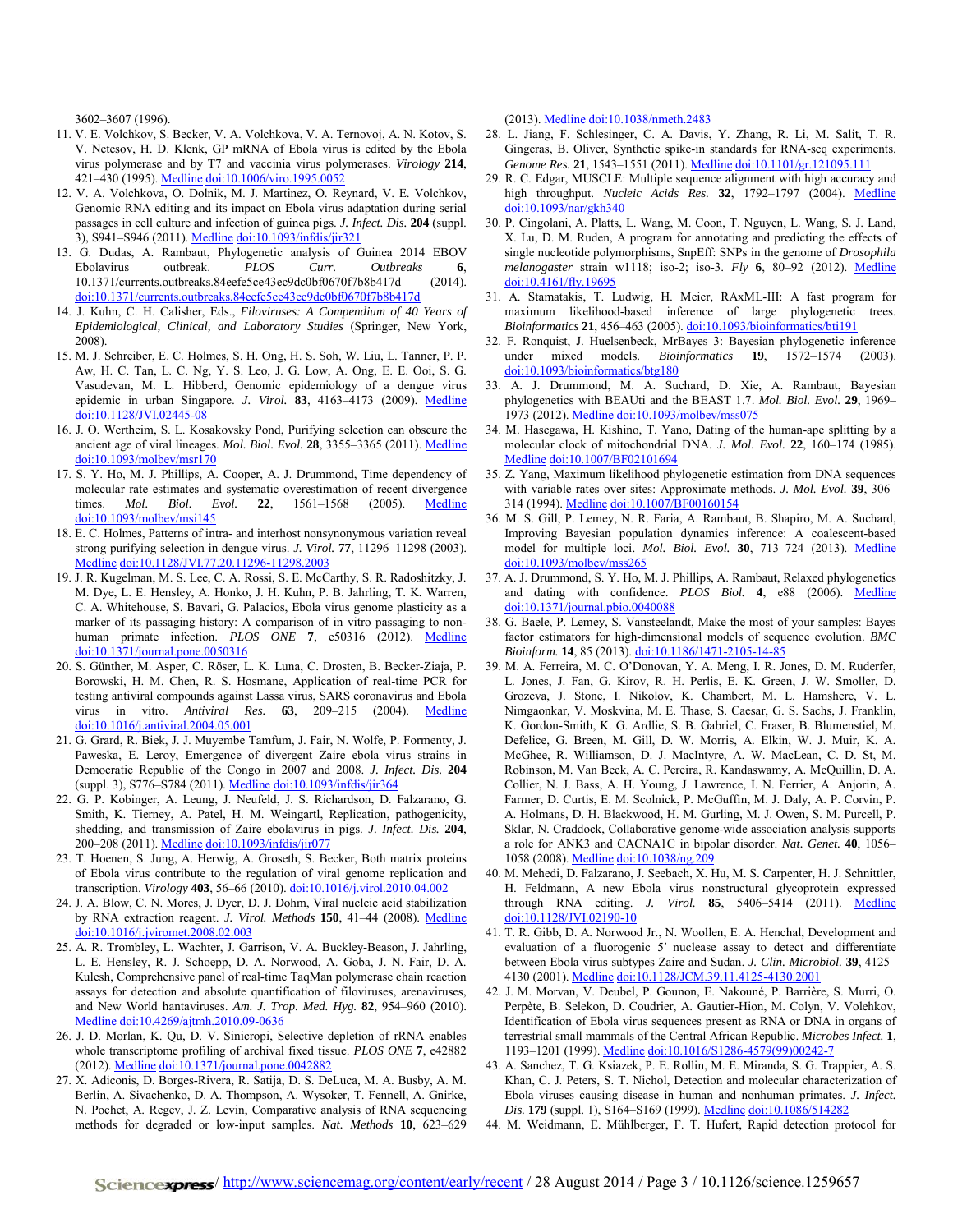3602–3607 (1996).

11. V. E. Volchkov, S. Becker, V. A. Volchkova, V. A. Ternovoj, A. N. Kotov, S. V. Netesov, H. D. Klenk, GP mRNA of Ebola virus is edited by the Ebola virus polymerase and by T7 and vaccinia virus polymerases. *Virology* **214**, 421–430 (1995). Medline doi:10.1006/viro.1995.0052
12. V. A. Volchkova, O. Dolnik, M. J. Martinez, O. Reynard, V. E. Volchkov, Genomic RNA editing and its impact on Ebola virus adaptation during serial passages in cell culture and infection of guinea pigs. *J. Infect. Dis.* **204** (suppl. 3), S941–S946 (2011). Medline doi:10.1093/infdis/jir321
13. G. Dudas, A. Rambaut, Phylogenetic analysis of Guinea 2014 EBOV Ebolavirus outbreak. *PLOS Curr. Outbreaks* **6**, 10.1371/currents.outbreaks.84eefe5ce43ec9dc0bf0670f7b8b417d (2014). doi:10.1371/currents.outbreaks.84eefe5ce43ec9dc0bf0670f7b8b417d
14. J. Kuhn, C. H. Calisher, Eds., *Filoviruses: A Compendium of 40 Years of Epidemiological, Clinical, and Laboratory Studies* (Springer, New York, 2008).
15. M. J. Schreiber, E. C. Holmes, S. H. Ong, H. S. Soh, W. Liu, L. Tanner, P. P. Aw, H. C. Tan, L. C. Ng, Y. S. Leo, J. G. Low, A. Ong, E. E. Ooi, S. G. Vasudevan, M. L. Hibberd, Genomic epidemiology of a dengue virus epidemic in urban Singapore. *J. Virol.* **83**, 4163–4173 (2009). Medline doi:10.1128/JVI.02445-08
16. J. O. Wertheim, S. L. Kosakovsky Pond, Purifying selection can obscure the ancient age of viral lineages. *Mol. Biol. Evol.* **28**, 3355–3365 (2011). Medline doi:10.1093/molbev/msr170
17. S. Y. Ho, M. J. Phillips, A. Cooper, A. J. Drummond, Time dependency of molecular rate estimates and systematic overestimation of recent divergence times. *Mol. Biol. Evol.* **22**, 1561–1568 (2005). Medline doi:10.1093/molbev/msi145
18. E. C. Holmes, Patterns of intra- and interhost nonsynonymous variation reveal strong purifying selection in dengue virus. *J. Virol.* **77**, 11296–11298 (2003). Medline doi:10.1128/JVI.77.20.11296-11298.2003
19. J. R. Kugelman, M. S. Lee, C. A. Rossi, S. E. McCarthy, S. R. Radoshitzky, J. M. Dye, L. E. Hensley, A. Honko, J. H. Kuhn, P. B. Jahrling, T. K. Warren, C. A. Whitehouse, S. Bavari, G. Palacios, Ebola virus genome plasticity as a marker of its passaging history: A comparison of in vitro passaging to non-human primate infection. *PLOS ONE* **7**, e50316 (2012). Medline doi:10.1371/journal.pone.0050316
20. S. Günther, M. Asper, C. Röser, L. K. Luna, C. Drosten, B. Becker-Ziaja, P. Borowski, H. M. Chen, R. S. Hosmane, Application of real-time PCR for testing antiviral compounds against Lassa virus, SARS coronavirus and Ebola virus in vitro. *Antiviral Res.* **63**, 209–215 (2004). Medline doi:10.1016/j.antiviral.2004.05.001
21. G. Grard, R. Biek, J. J. Muyembe Tamfum, J. Fair, N. Wolfe, P. Formenty, J. Paweska, E. Leroy, Emergence of divergent Zaire ebola virus strains in Democratic Republic of the Congo in 2007 and 2008. *J. Infect. Dis.* **204** (suppl. 3), S776–S784 (2011). Medline doi:10.1093/infdis/jir364
22. G. P. Kobinger, A. Leung, J. Neufeld, J. S. Richardson, D. Falzarano, G. Smith, K. Tierney, A. Patel, H. M. Weingartl, Replication, pathogenicity, shedding, and transmission of Zaire ebolavirus in pigs. *J. Infect. Dis.* **204**, 200–208 (2011). Medline doi:10.1093/infdis/jir077
23. T. Hoenen, S. Jung, A. Herwig, A. Groseth, S. Becker, Both matrix proteins of Ebola virus contribute to the regulation of viral genome replication and transcription. *Virology* **403**, 56–66 (2010). doi:10.1016/j.virol.2010.04.002
24. J. A. Blow, C. N. Mores, J. Dyer, D. J. Dohm, Viral nucleic acid stabilization by RNA extraction reagent. *J. Virol. Methods* **150**, 41–44 (2008). Medline doi:10.1016/j.jviromet.2008.02.003
25. A. R. Trombley, L. Wachter, J. Garrison, V. A. Buckley-Beason, J. Jahrling, L. E. Hensley, R. J. Schoepp, D. A. Norwood, A. Goba, J. N. Fair, D. A. Kulesh, Comprehensive panel of real-time TaqMan polymerase chain reaction assays for detection and absolute quantification of filoviruses, arenaviruses, and New World hantaviruses. *Am. J. Trop. Med. Hyg.* **82**, 954–960 (2010). Medline doi:10.4269/ajtmh.2010.09-0636
26. J. D. Morlan, K. Qu, D. V. Sinicropi, Selective depletion of rRNA enables whole transcriptome profiling of archival fixed tissue. *PLOS ONE* **7**, e42882 (2012). Medline doi:10.1371/journal.pone.0042882
27. X. Adiconis, D. Borges-Rivera, R. Satija, D. S. DeLuca, M. A. Busby, A. M. Berlin, A. Sivachenko, D. A. Thompson, A. Wysoker, T. Fennell, A. Gnirke, N. Pochet, A. Regev, J. Z. Levin, Comparative analysis of RNA sequencing methods for degraded or low-input samples. *Nat. Methods* **10**, 623–629 (2013). Medline doi:10.1038/nmeth.2483
28. L. Jiang, F. Schlesinger, C. A. Davis, Y. Zhang, R. Li, M. Salit, T. R. Gingeras, B. Oliver, Synthetic spike-in standards for RNA-seq experiments. *Genome Res.* **21**, 1543–1551 (2011). Medline doi:10.1101/gr.121095.111
29. R. C. Edgar, MUSCLE: Multiple sequence alignment with high accuracy and high throughput. *Nucleic Acids Res.* **32**, 1792–1797 (2004). Medline doi:10.1093/nar/gkh340
30. P. Cingolani, A. Platts, L. Wang, M. Coon, T. Nguyen, L. Wang, S. J. Land, X. Lu, D. M. Ruden, A program for annotating and predicting the effects of single nucleotide polymorphisms, SnpEff: SNPs in the genome of *Drosophila melanogaster* strain w1118; iso-2; iso-3. *Fly* **6**, 80–92 (2012). Medline doi:10.4161/fly.19695
31. A. Stamatakis, T. Ludwig, H. Meier, RAxML-III: A fast program for maximum likelihood-based inference of large phylogenetic trees. *Bioinformatics* **21**, 456–463 (2005). doi:10.1093/bioinformatics/bti191
32. F. Ronquist, J. Huelsenbeck, MrBayes 3: Bayesian phylogenetic inference under mixed models. *Bioinformatics* **19**, 1572–1574 (2003). doi:10.1093/bioinformatics/btg180
33. A. J. Drummond, M. A. Suchard, D. Xie, A. Rambaut, Bayesian phylogenetics with BEAUti and the BEAST 1.7. *Mol. Biol. Evol.* **29**, 1969–1973 (2012). Medline doi:10.1093/molbev/mss075
34. M. Hasegawa, H. Kishino, T. Yano, Dating of the human-ape splitting by a molecular clock of mitochondrial DNA. *J. Mol. Evol.* **22**, 160–174 (1985). Medline doi:10.1007/BF02101694
35. Z. Yang, Maximum likelihood phylogenetic estimation from DNA sequences with variable rates over sites: Approximate methods. *J. Mol. Evol.* **39**, 306–314 (1994). Medline doi:10.1007/BF00160154
36. M. S. Gill, P. Lemey, N. R. Faria, A. Rambaut, B. Shapiro, M. A. Suchard, Improving Bayesian population dynamics inference: A coalescent-based model for multiple loci. *Mol. Biol. Evol.* **30**, 713–724 (2013). Medline doi:10.1093/molbev/mss265
37. A. J. Drummond, S. Y. Ho, M. J. Phillips, A. Rambaut, Relaxed phylogenetics and dating with confidence. *PLOS Biol.* **4**, e88 (2006). Medline doi:10.1371/journal.pbio.0040088
38. G. Baele, P. Lemey, S. Vansteelandt, Make the most of your samples: Bayes factor estimators for high-dimensional models of sequence evolution. *BMC Bioinform.* **14**, 85 (2013). doi:10.1186/1471-2105-14-85
39. M. A. Ferreira, M. C. O'Donovan, Y. A. Meng, I. R. Jones, D. M. Ruderfer, L. Jones, J. Fan, G. Kirov, R. H. Perlis, E. K. Green, J. W. Smoller, D. Grozeva, J. Stone, I. Nikolov, K. Chambert, M. L. Hamshere, V. L. Nimgaonkar, V. Moskvina, M. E. Thase, S. Caesar, G. S. Sachs, J. Franklin, K. Gordon-Smith, K. G. Ardlie, S. B. Gabriel, C. Fraser, B. Blumenstiel, M. Defelice, G. Breen, M. Gill, D. W. Morris, A. Elkin, W. J. Muir, K. A. McGhee, R. Williamson, D. J. MacIntyre, A. W. MacLean, C. D. St, M. Robinson, M. Van Beck, A. C. Pereira, R. Kandaswamy, A. McQuillin, D. A. Collier, N. J. Bass, A. H. Young, J. Lawrence, I. N. Ferrier, A. Anjorin, A. Farmer, D. Curtis, E. M. Scolnick, P. McGuffin, M. J. Daly, A. P. Corvin, P. A. Holmans, D. H. Blackwood, H. M. Gurling, M. J. Owen, S. M. Purcell, P. Sklar, N. Craddock, Collaborative genome-wide association analysis supports a role for ANK3 and CACNA1C in bipolar disorder. *Nat. Genet.* **40**, 1056–1058 (2008). Medline doi:10.1038/ng.209
40. M. Mehedi, D. Falzarano, J. Seebach, X. Hu, M. S. Carpenter, H. J. Schnittler, H. Feldmann, A new Ebola virus nonstructural glycoprotein expressed through RNA editing. *J. Virol.* **85**, 5406–5414 (2011). Medline doi:10.1128/JVI.02190-10
41. T. R. Gibb, D. A. Norwood Jr., N. Woollen, E. A. Henchal, Development and evaluation of a fluorogenic 5′ nuclease assay to detect and differentiate between Ebola virus subtypes Zaire and Sudan. *J. Clin. Microbiol.* **39**, 4125–4130 (2001). Medline doi:10.1128/JCM.39.11.4125-4130.2001
42. J. M. Morvan, V. Deubel, P. Gounon, E. Nakouné, P. Barrière, S. Murri, O. Perpète, B. Selekon, D. Coudrier, A. Gautier-Hion, M. Colyn, V. Volehkov, Identification of Ebola virus sequences present as RNA or DNA in organs of terrestrial small mammals of the Central African Republic. *Microbes Infect.* **1**, 1193–1201 (1999). Medline doi:10.1016/S1286-4579(99)00242-7
43. A. Sanchez, T. G. Ksiazek, P. E. Rollin, M. E. Miranda, S. G. Trappier, A. S. Khan, C. J. Peters, S. T. Nichol, Detection and molecular characterization of Ebola viruses causing disease in human and nonhuman primates. *J. Infect. Dis.* **179** (suppl. 1), S164–S169 (1999). Medline doi:10.1086/514282
44. M. Weidmann, E. Mühlberger, F. T. Hufert, Rapid detection protocol for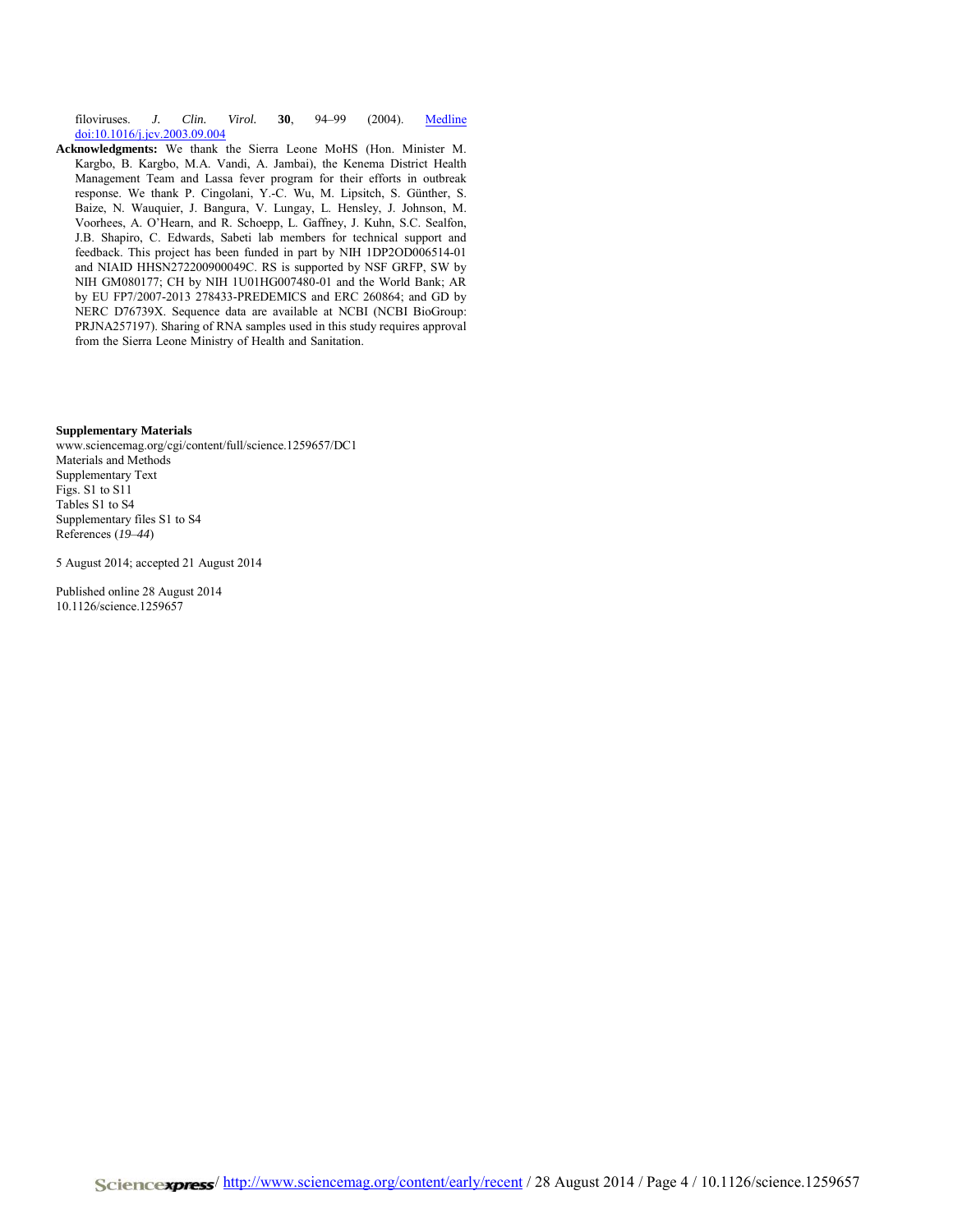filoviruses. *J. Clin. Virol.* **30**, 94–99 (2004). Medline doi:10.1016/j.jcv.2003.09.004

**Acknowledgments:** We thank the Sierra Leone MoHS (Hon. Minister M. Kargbo, B. Kargbo, M.A. Vandi, A. Jambai), the Kenema District Health Management Team and Lassa fever program for their efforts in outbreak response. We thank P. Cingolani, Y.-C. Wu, M. Lipsitch, S. Günther, S. Baize, N. Wauquier, J. Bangura, V. Lungay, L. Hensley, J. Johnson, M. Voorhees, A. O'Hearn, and R. Schoepp, L. Gaffney, J. Kuhn, S.C. Sealfon, J.B. Shapiro, C. Edwards, Sabeti lab members for technical support and feedback. This project has been funded in part by NIH 1DP2OD006514-01 and NIAID HHSN272200900049C. RS is supported by NSF GRFP, SW by NIH GM080177; CH by NIH 1U01HG007480-01 and the World Bank; AR by EU FP7/2007-2013 278433-PREDEMICS and ERC 260864; and GD by NERC D76739X. Sequence data are available at NCBI (NCBI BioGroup: PRJNA257197). Sharing of RNA samples used in this study requires approval from the Sierra Leone Ministry of Health and Sanitation.

**Supplementary Materials**
www.sciencemag.org/cgi/content/full/science.1259657/DC1
Materials and Methods
Supplementary Text
Figs. S1 to S11
Tables S1 to S4
Supplementary files S1 to S4
References (*19–44*)

5 August 2014; accepted 21 August 2014

Published online 28 August 2014
10.1126/science.1259657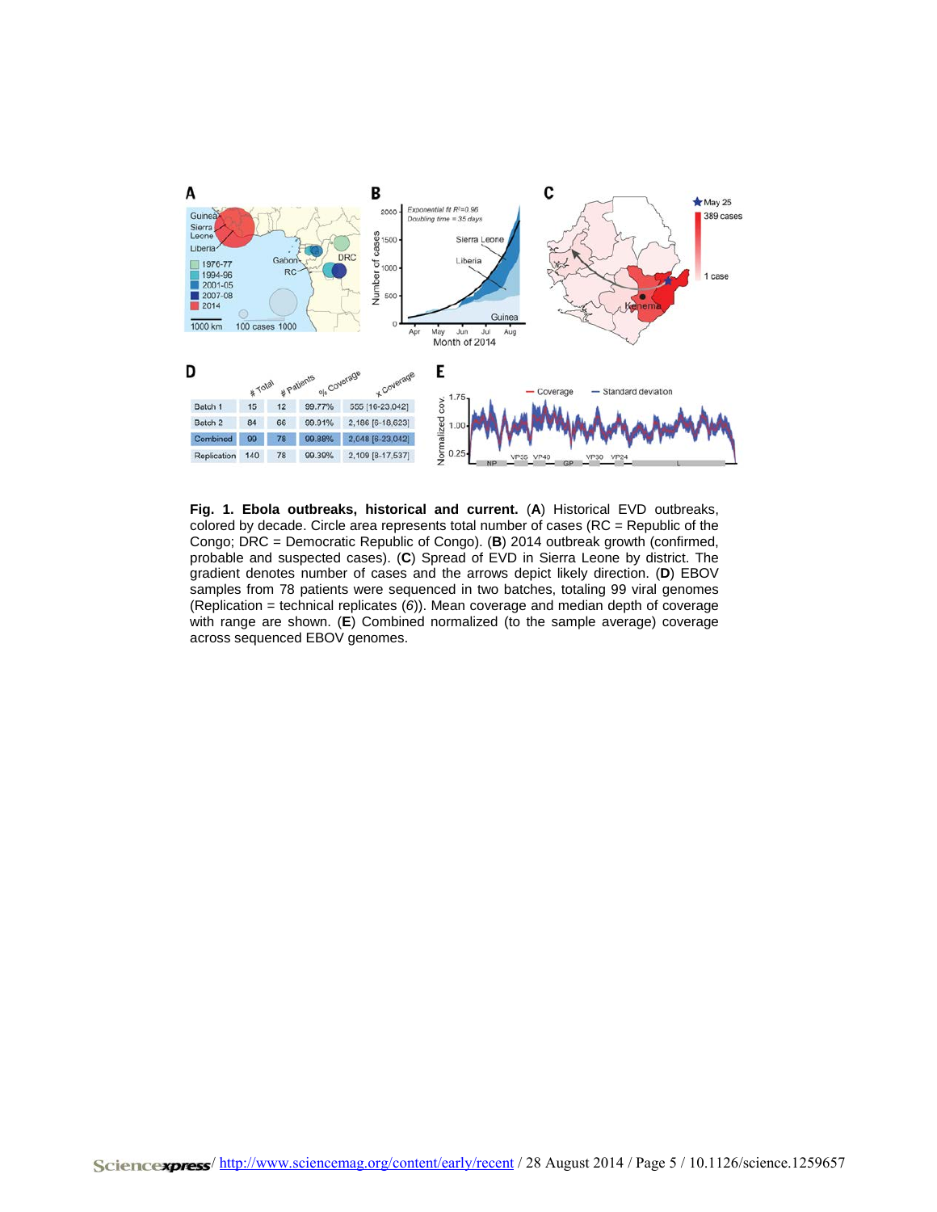| | # Total | # Patients | % Coverage | x Coverage |
|---|---|---|---|---|
| Batch 1 | 15 | 12 | 99.77% | 555 [16-23,042] |
| Batch 2 | 84 | 66 | 99.91% | 2,186 [6-18,623] |
| Combined | 99 | 78 | 99.88% | 2,048 [6-23,042] |
| Replication | 140 | 78 | 99.39% | 2,109 [8-17,537] |

**Fig. 1. Ebola outbreaks, historical and current.** (**A**) Historical EVD outbreaks, colored by decade. Circle area represents total number of cases (RC = Republic of the Congo; DRC = Democratic Republic of Congo). (**B**) 2014 outbreak growth (confirmed, probable and suspected cases). (**C**) Spread of EVD in Sierra Leone by district. The gradient denotes number of cases and the arrows depict likely direction. (**D**) EBOV samples from 78 patients were sequenced in two batches, totaling 99 viral genomes (Replication = technical replicates (*6*)). Mean coverage and median depth of coverage with range are shown. (**E**) Combined normalized (to the sample average) coverage across sequenced EBOV genomes.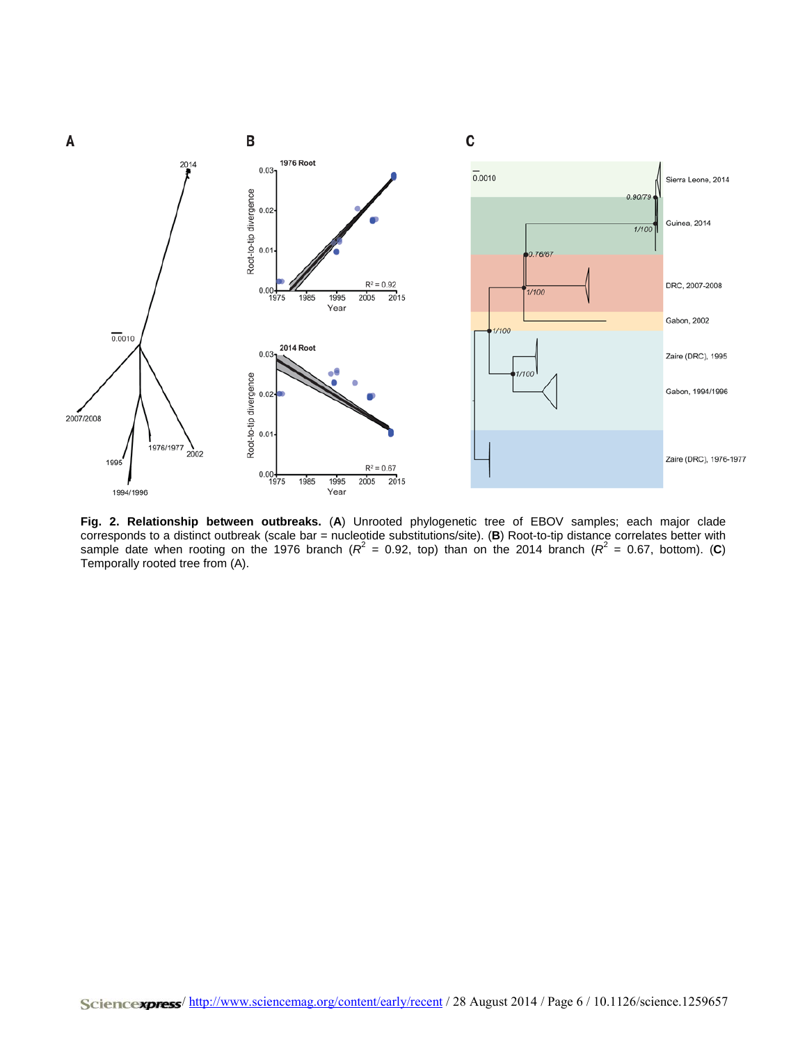**Fig. 2. Relationship between outbreaks.** (**A**) Unrooted phylogenetic tree of EBOV samples; each major clade corresponds to a distinct outbreak (scale bar = nucleotide substitutions/site). (**B**) Root-to-tip distance correlates better with sample date when rooting on the 1976 branch ($R^2$ = 0.92, top) than on the 2014 branch ($R^2$ = 0.67, bottom). (**C**) Temporally rooted tree from (A).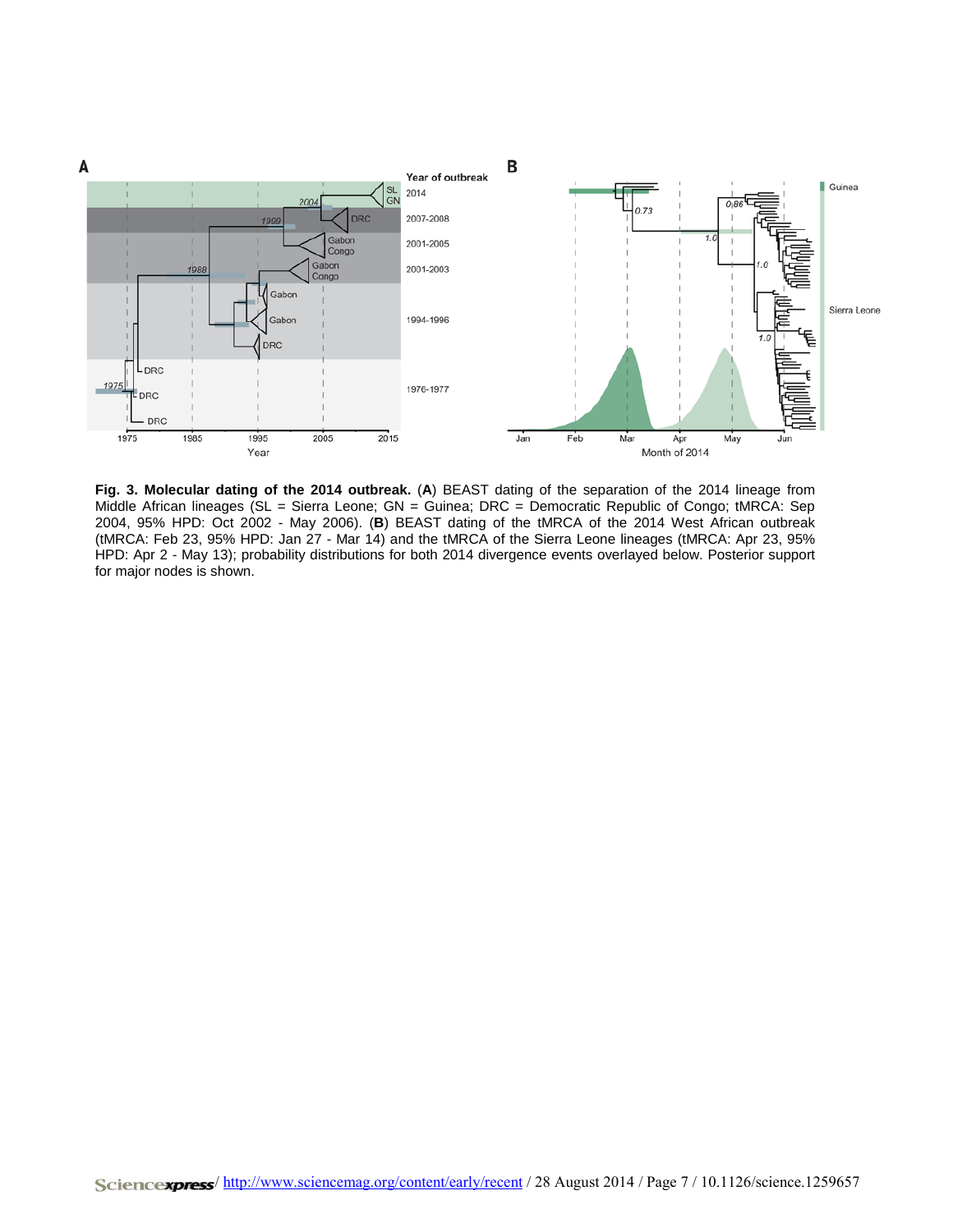**Fig. 3. Molecular dating of the 2014 outbreak.** (**A**) BEAST dating of the separation of the 2014 lineage from Middle African lineages (SL = Sierra Leone; GN = Guinea; DRC = Democratic Republic of Congo; tMRCA: Sep 2004, 95% HPD: Oct 2002 - May 2006). (**B**) BEAST dating of the tMRCA of the 2014 West African outbreak (tMRCA: Feb 23, 95% HPD: Jan 27 - Mar 14) and the tMRCA of the Sierra Leone lineages (tMRCA: Apr 23, 95% HPD: Apr 2 - May 13); probability distributions for both 2014 divergence events overlayed below. Posterior support for major nodes is shown.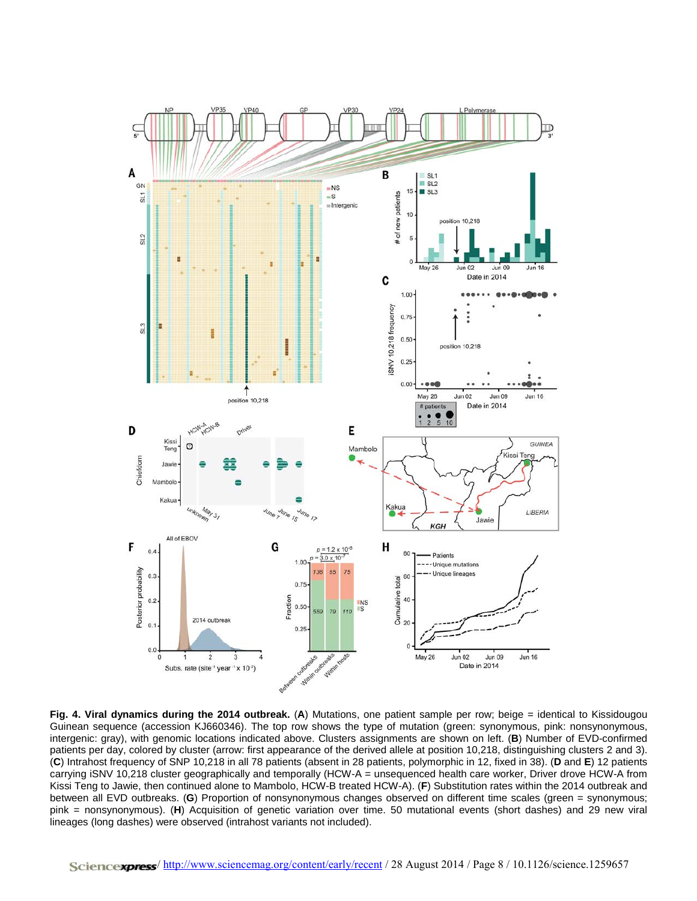NP VP35 VP40 GP VP30 VP24 L Polymerase

5' 3'

A

GN

SL1

SL2

SL3

NS

S

Intergenic

position 10,218

B

SL1

SL2

SL3

\# of new patients

position 10,218

May 26 Jun 02 Jun 09 Jun 16

Date in 2014

C

iSNV 10,218 frequency

1.00

0.75

0.50

0.25

0.00

position 10,218

May 26 Jun 02 Jun 09 Jun 16

Date in 2014

\# patients

1 2 5 10

D

HCW-A HCW-B Driver

Kissi Teng

Jawie

Mambolo

Kakua

Chiefdom

unknown May 31 June 7 June 15 June 17

E

Mambolo

GUINEA

Kissi Teng

Kakua

KGH

Jawie

LIBERIA

F

All of EBOV

2014 outbreak

Posterior probability

Subs. rate (site⁻¹ year⁻¹ x 10⁻³)

G

$p = 1.2 \times 10^{-5}$

$p = 3.0 \times 10^{-7}$

Fraction

136 55 75

559 79 110

NS

S

Between outbreaks Within outbreaks Within hosts

H

Patients

Unique mutations

Unique lineages

Cumulative total

May 26 Jun 02 Jun 09 Jun 16

Date in 2014

**Fig. 4. Viral dynamics during the 2014 outbreak.** (**A**) Mutations, one patient sample per row; beige = identical to Kissidougou Guinean sequence (accession KJ660346). The top row shows the type of mutation (green: synonymous, pink: nonsynonymous, intergenic: gray), with genomic locations indicated above. Clusters assignments are shown on left. (**B**) Number of EVD-confirmed patients per day, colored by cluster (arrow: first appearance of the derived allele at position 10,218, distinguishing clusters 2 and 3). (**C**) Intrahost frequency of SNP 10,218 in all 78 patients (absent in 28 patients, polymorphic in 12, fixed in 38). (**D** and **E**) 12 patients carrying iSNV 10,218 cluster geographically and temporally (HCW-A = unsequenced health care worker, Driver drove HCW-A from Kissi Teng to Jawie, then continued alone to Mambolo, HCW-B treated HCW-A). (**F**) Substitution rates within the 2014 outbreak and between all EVD outbreaks. (**G**) Proportion of nonsynonymous changes observed on different time scales (green = synonymous; pink = nonsynonymous). (**H**) Acquisition of genetic variation over time. 50 mutational events (short dashes) and 29 new viral lineages (long dashes) were observed (intrahost variants not included).